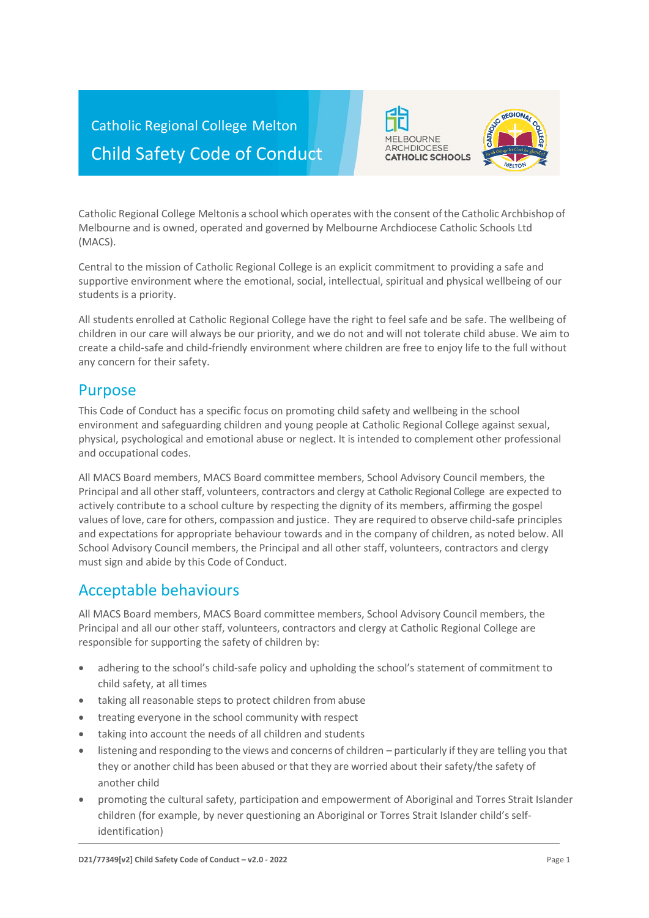Catholic Regional College Melton

# Child Safety Code of Conduct

MELBOURNE ARCHDIOCESE CATHOLIC SCHOOLS

Catholic Regional College Meltonis a school which operates with the consent of the Catholic Archbishop of Melbourne and is owned, operated and governed by Melbourne Archdiocese Catholic Schools Ltd (MACS).

Central to the mission of Catholic Regional College is an explicit commitment to providing a safe and supportive environment where the emotional, social, intellectual, spiritual and physical wellbeing of our students is a priority.

All students enrolled at Catholic Regional College have the right to feel safe and be safe. The wellbeing of children in our care will always be our priority, and we do not and will not tolerate child abuse. We aim to create a child-safe and child-friendly environment where children are free to enjoy life to the full without any concern for their safety.

## Purpose

This Code of Conduct has a specific focus on promoting child safety and wellbeing in the school environment and safeguarding children and young people at Catholic Regional College against sexual, physical, psychological and emotional abuse or neglect. It is intended to complement other professional and occupational codes.

All MACS Board members, MACS Board committee members, School Advisory Council members, the Principal and all other staff, volunteers, contractors and clergy at Catholic Regional College are expected to actively contribute to a school culture by respecting the dignity of its members, affirming the gospel values of love, care for others, compassion and justice. They are required to observe child-safe principles and expectations for appropriate behaviour towards and in the company of children, as noted below. All School Advisory Council members, the Principal and all other staff, volunteers, contractors and clergy must sign and abide by this Code of Conduct.

## Acceptable behaviours

All MACS Board members, MACS Board committee members, School Advisory Council members, the Principal and all our other staff, volunteers, contractors and clergy at Catholic Regional College are responsible for supporting the safety of children by:

- adhering to the school's child-safe policy and upholding the school's statement of commitment to child safety, at all times
- taking all reasonable steps to protect children from abuse
- treating everyone in the school community with respect
- taking into account the needs of all children and students
- listening and responding to the views and concerns of children – particularly if they are telling you that they or another child has been abused or that they are worried about their safety/the safety of another child
- promoting the cultural safety, participation and empowerment of Aboriginal and Torres Strait Islander children (for example, by never questioning an Aboriginal or Torres Strait Islander child's self-identification)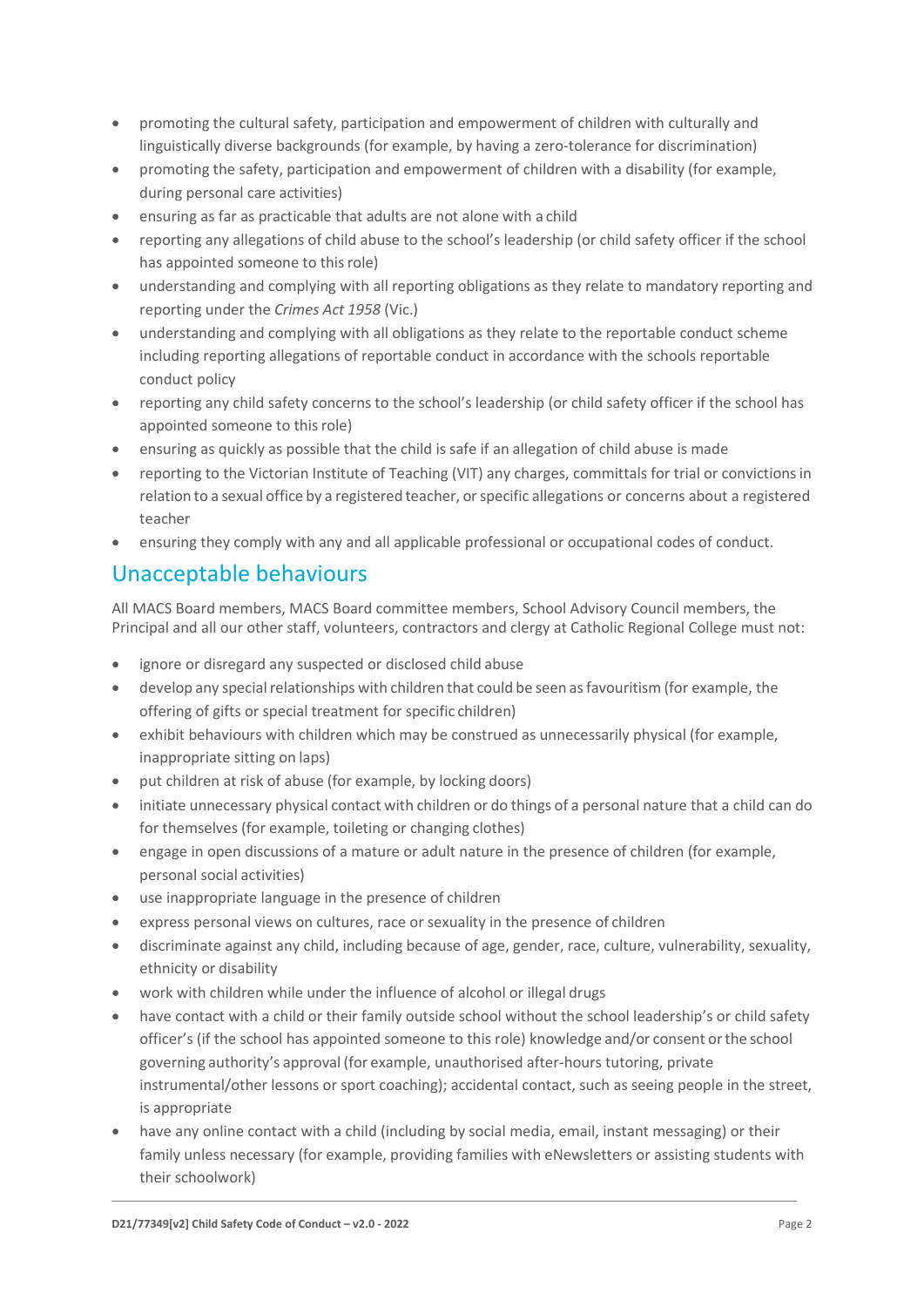- promoting the cultural safety, participation and empowerment of children with culturally and linguistically diverse backgrounds (for example, by having a zero-tolerance for discrimination)
- promoting the safety, participation and empowerment of children with a disability (for example, during personal care activities)
- ensuring as far as practicable that adults are not alone with a child
- reporting any allegations of child abuse to the school's leadership (or child safety officer if the school has appointed someone to this role)
- understanding and complying with all reporting obligations as they relate to mandatory reporting and reporting under the *Crimes Act 1958* (Vic.)
- understanding and complying with all obligations as they relate to the reportable conduct scheme including reporting allegations of reportable conduct in accordance with the schools reportable conduct policy
- reporting any child safety concerns to the school's leadership (or child safety officer if the school has appointed someone to this role)
- ensuring as quickly as possible that the child is safe if an allegation of child abuse is made
- reporting to the Victorian Institute of Teaching (VIT) any charges, committals for trial or convictions in relation to a sexual office by a registered teacher, or specific allegations or concerns about a registered teacher
- ensuring they comply with any and all applicable professional or occupational codes of conduct.

## Unacceptable behaviours

All MACS Board members, MACS Board committee members, School Advisory Council members, the Principal and all our other staff, volunteers, contractors and clergy at Catholic Regional College must not:

- ignore or disregard any suspected or disclosed child abuse
- develop any special relationships with children that could be seen as favouritism (for example, the offering of gifts or special treatment for specific children)
- exhibit behaviours with children which may be construed as unnecessarily physical (for example, inappropriate sitting on laps)
- put children at risk of abuse (for example, by locking doors)
- initiate unnecessary physical contact with children or do things of a personal nature that a child can do for themselves (for example, toileting or changing clothes)
- engage in open discussions of a mature or adult nature in the presence of children (for example, personal social activities)
- use inappropriate language in the presence of children
- express personal views on cultures, race or sexuality in the presence of children
- discriminate against any child, including because of age, gender, race, culture, vulnerability, sexuality, ethnicity or disability
- work with children while under the influence of alcohol or illegal drugs
- have contact with a child or their family outside school without the school leadership's or child safety officer's (if the school has appointed someone to this role) knowledge and/or consent or the school governing authority's approval (for example, unauthorised after-hours tutoring, private instrumental/other lessons or sport coaching); accidental contact, such as seeing people in the street, is appropriate
- have any online contact with a child (including by social media, email, instant messaging) or their family unless necessary (for example, providing families with eNewsletters or assisting students with their schoolwork)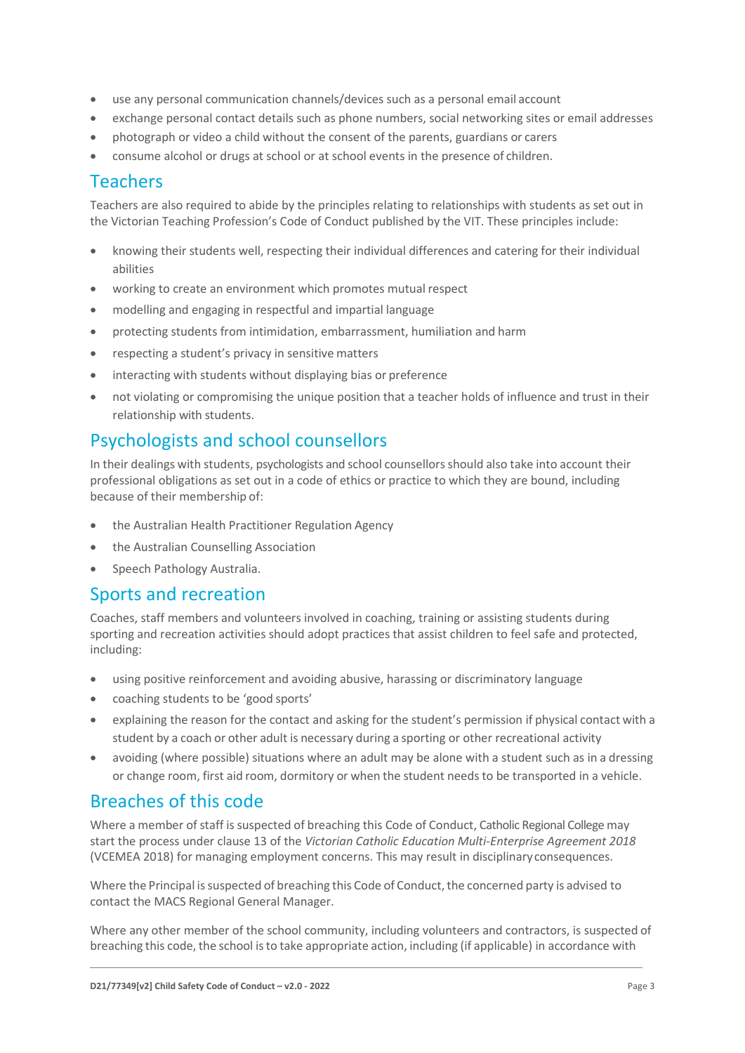- use any personal communication channels/devices such as a personal email account
- exchange personal contact details such as phone numbers, social networking sites or email addresses
- photograph or video a child without the consent of the parents, guardians or carers
- consume alcohol or drugs at school or at school events in the presence of children.

## Teachers

Teachers are also required to abide by the principles relating to relationships with students as set out in the Victorian Teaching Profession's Code of Conduct published by the VIT. These principles include:

- knowing their students well, respecting their individual differences and catering for their individual abilities
- working to create an environment which promotes mutual respect
- modelling and engaging in respectful and impartial language
- protecting students from intimidation, embarrassment, humiliation and harm
- respecting a student's privacy in sensitive matters
- interacting with students without displaying bias or preference
- not violating or compromising the unique position that a teacher holds of influence and trust in their relationship with students.

## Psychologists and school counsellors

In their dealings with students, psychologists and school counsellors should also take into account their professional obligations as set out in a code of ethics or practice to which they are bound, including because of their membership of:

- the Australian Health Practitioner Regulation Agency
- the Australian Counselling Association
- Speech Pathology Australia.

## Sports and recreation

Coaches, staff members and volunteers involved in coaching, training or assisting students during sporting and recreation activities should adopt practices that assist children to feel safe and protected, including:

- using positive reinforcement and avoiding abusive, harassing or discriminatory language
- coaching students to be 'good sports'
- explaining the reason for the contact and asking for the student's permission if physical contact with a student by a coach or other adult is necessary during a sporting or other recreational activity
- avoiding (where possible) situations where an adult may be alone with a student such as in a dressing or change room, first aid room, dormitory or when the student needs to be transported in a vehicle.

## Breaches of this code

Where a member of staff is suspected of breaching this Code of Conduct, Catholic Regional College may start the process under clause 13 of the *Victorian Catholic Education Multi-Enterprise Agreement 2018* (VCEMEA 2018) for managing employment concerns. This may result in disciplinary consequences.

Where the Principal is suspected of breaching this Code of Conduct, the concerned party is advised to contact the MACS Regional General Manager.

Where any other member of the school community, including volunteers and contractors, is suspected of breaching this code, the school is to take appropriate action, including (if applicable) in accordance with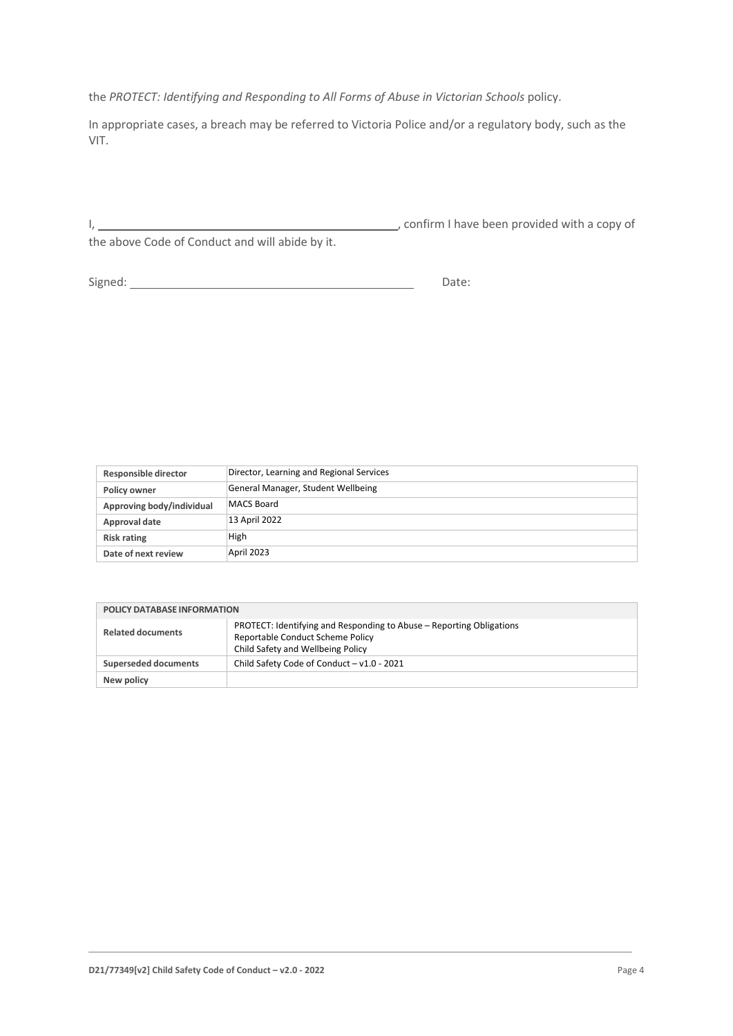the *PROTECT: Identifying and Responding to All Forms of Abuse in Victorian Schools* policy.

In appropriate cases, a breach may be referred to Victoria Police and/or a regulatory body, such as the VIT.

I, ______________________________________________, confirm I have been provided with a copy of the above Code of Conduct and will abide by it.

Signed: ____________________________________________ Date:

| | |
|---|---|
| **Responsible director** | Director, Learning and Regional Services |
| **Policy owner** | General Manager, Student Wellbeing |
| **Approving body/individual** | MACS Board |
| **Approval date** | 13 April 2022 |
| **Risk rating** | High |
| **Date of next review** | April 2023 |

| **POLICY DATABASE INFORMATION** | |
|---|---|
| **Related documents** | PROTECT: Identifying and Responding to Abuse – Reporting Obligations<br>Reportable Conduct Scheme Policy<br>Child Safety and Wellbeing Policy |
| **Superseded documents** | Child Safety Code of Conduct – v1.0 - 2021 |
| **New policy** | |